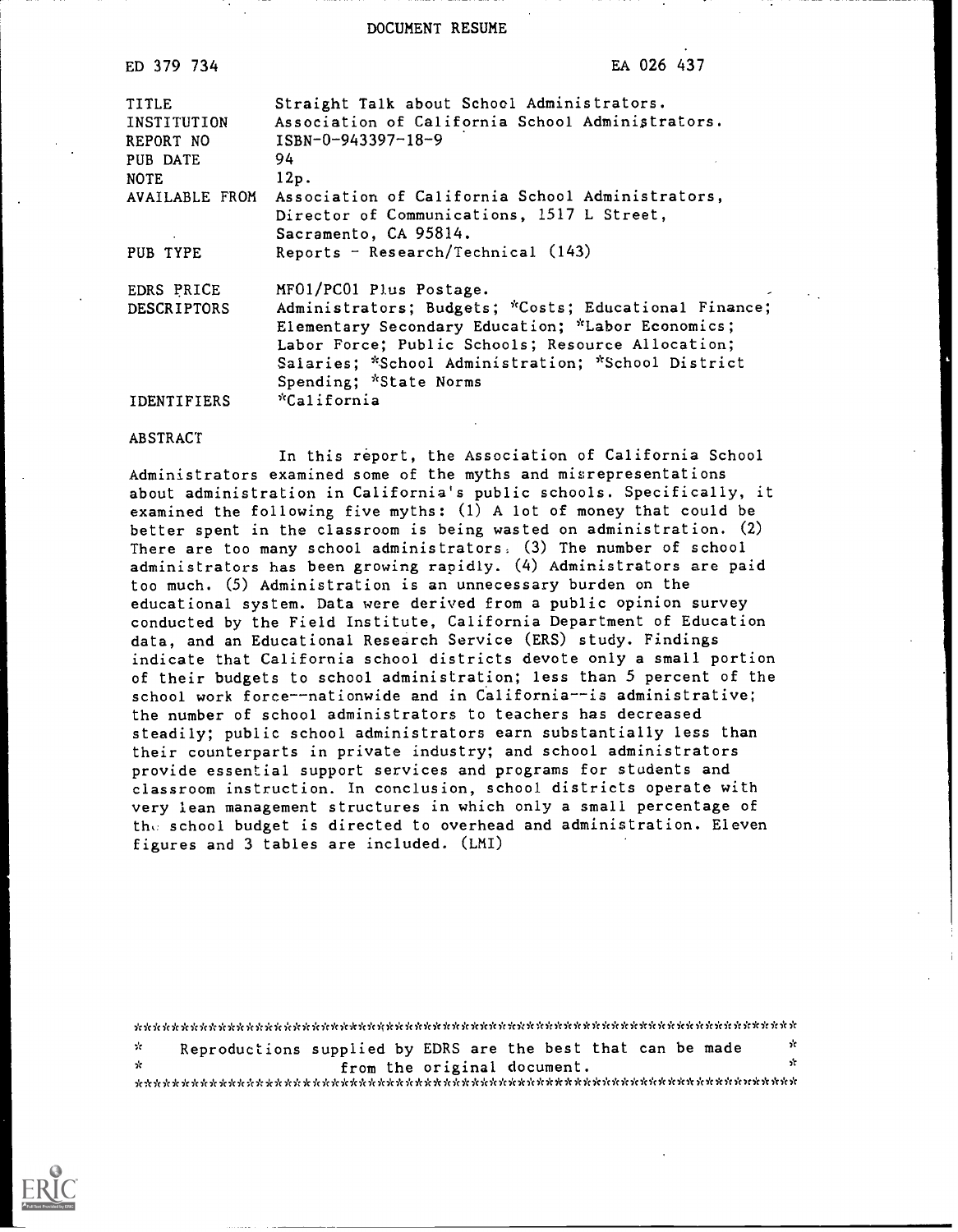DOCUMENT RESUME

| ED 379 734 | EA 026 437 |
|---|---|
| TITLE | Straight Talk about School Administrators. |
| INSTITUTION | Association of California School Administrators. |
| REPORT NO | ISBN-0-943397-18-9 |
| PUB DATE | 94 |
| NOTE | 12p. |
| AVAILABLE FROM | Association of California School Administrators, Director of Communications, 1517 L Street, Sacramento, CA 95814. |
| PUB TYPE | Reports - Research/Technical (143) |
| EDRS PRICE | MF01/PC01 Plus Postage. |
| DESCRIPTORS | Administrators; Budgets; *Costs; Educational Finance; Elementary Secondary Education; *Labor Economics; Labor Force; Public Schools; Resource Allocation; Salaries; *School Administration; *School District Spending; *State Norms |
| IDENTIFIERS | *California |

ABSTRACT

In this report, the Association of California School Administrators examined some of the myths and misrepresentations about administration in California's public schools. Specifically, it examined the following five myths: (1) A lot of money that could be better spent in the classroom is being wasted on administration. (2) There are too many school administrators. (3) The number of school administrators has been growing rapidly. (4) Administrators are paid too much. (5) Administration is an unnecessary burden on the educational system. Data were derived from a public opinion survey conducted by the Field Institute, California Department of Education data, and an Educational Research Service (ERS) study. Findings indicate that California school districts devote only a small portion of their budgets to school administration; less than 5 percent of the school work force--nationwide and in California--is administrative; the number of school administrators to teachers has decreased steadily; public school administrators earn substantially less than their counterparts in private industry; and school administrators provide essential support services and programs for students and classroom instruction. In conclusion, school districts operate with very lean management structures in which only a small percentage of the school budget is directed to overhead and administration. Eleven figures and 3 tables are included. (LMI)

***********************************************************************
* Reproductions supplied by EDRS are the best that can be made *
* from the original document. *
***********************************************************************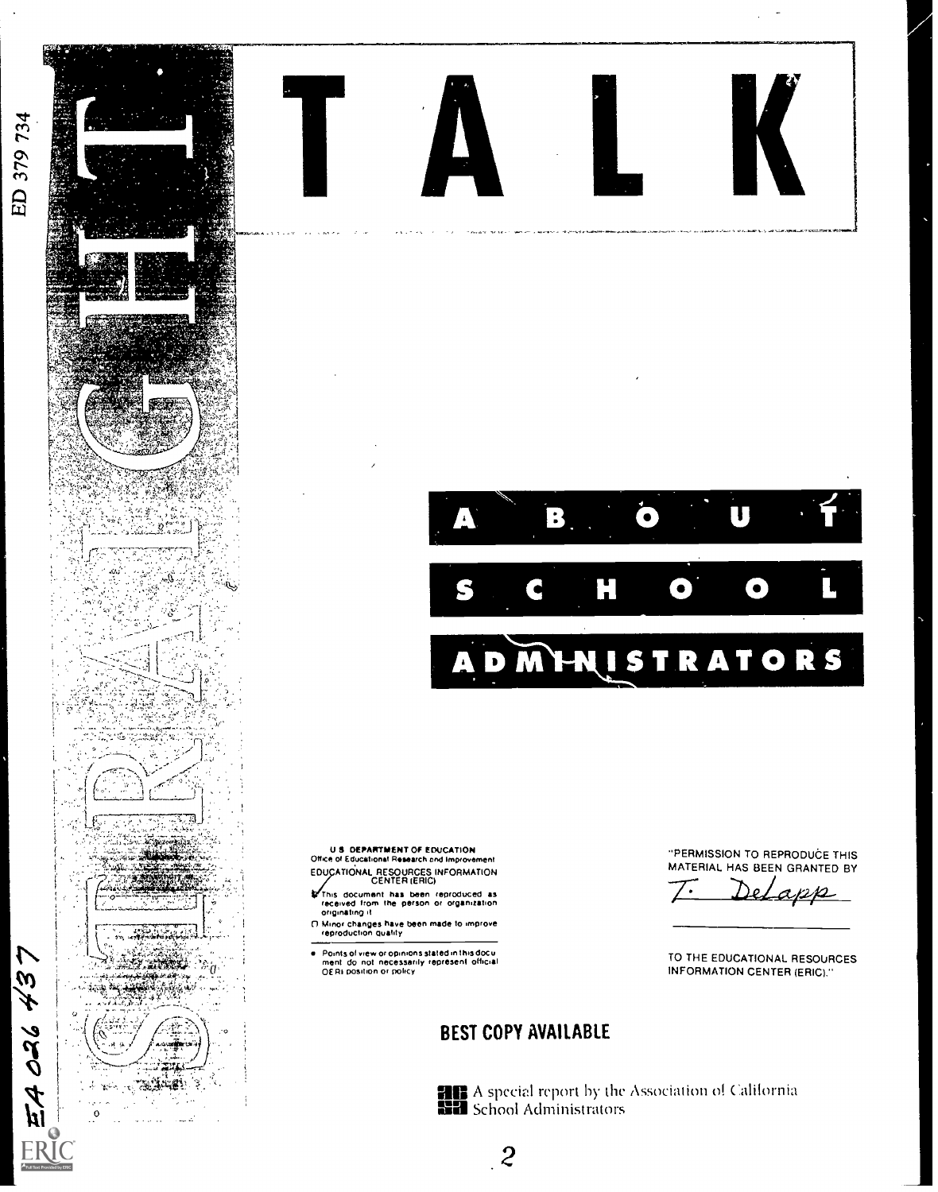ED 379 734

# STRAIGHT TALK

## ABOUT SCHOOL ADMINISTRATORS

U.S. DEPARTMENT OF EDUCATION
Office of Educational Research and Improvement
EDUCATIONAL RESOURCES INFORMATION CENTER (ERIC)

- This document has been reproduced as received from the person or organization originating it
- Minor changes have been made to improve reproduction quality
- Points of view or opinions stated in this document do not necessarily represent official OERI position or policy

"PERMISSION TO REPRODUCE THIS MATERIAL HAS BEEN GRANTED BY

T. DeLapp

TO THE EDUCATIONAL RESOURCES INFORMATION CENTER (ERIC)."

**BEST COPY AVAILABLE**

A special report by the Association of California School Administrators

EA 026 437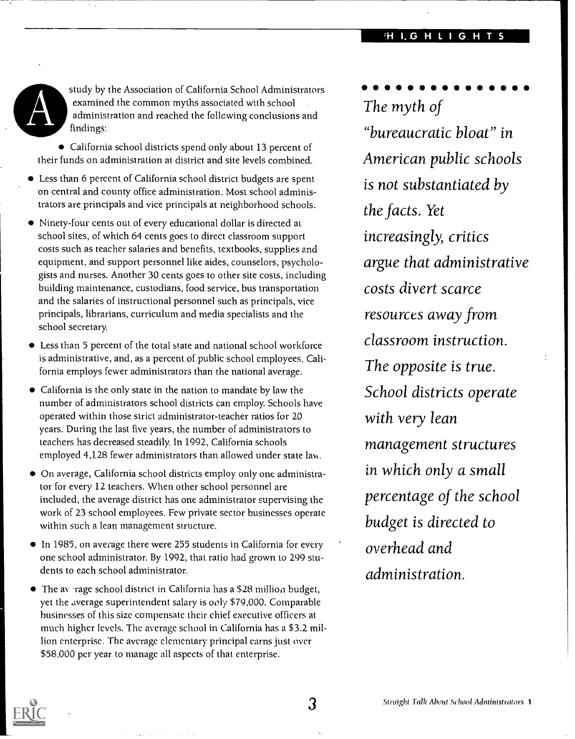## HIGHLIGHTS

A study by the Association of California School Administrators examined the common myths associated with school administration and reached the following conclusions and findings:

- California school districts spend only about 13 percent of their funds on administration at district and site levels combined.
- Less than 6 percent of California school district budgets are spent on central and county office administration. Most school administrators are principals and vice principals at neighborhood schools.
- Ninety-four cents out of every educational dollar is directed at school sites, of which 64 cents goes to direct classroom support costs such as teacher salaries and benefits, textbooks, supplies and equipment, and support personnel like aides, counselors, psychologists and nurses. Another 30 cents goes to other site costs, including building maintenance, custodians, food service, bus transportation and the salaries of instructional personnel such as principals, vice principals, librarians, curriculum and media specialists and the school secretary.
- Less than 5 percent of the total state and national school workforce is administrative, and, as a percent of public school employees, California employs fewer administrators than the national average.
- California is the only state in the nation to mandate by law the number of administrators school districts can employ. Schools have operated within those strict administrator-teacher ratios for 20 years. During the last five years, the number of administrators to teachers has decreased steadily. In 1992, California schools employed 4,128 fewer administrators than allowed under state law.
- On average, California school districts employ only one administrator for every 12 teachers. When other school personnel are included, the average district has one administrator supervising the work of 23 school employees. Few private sector businesses operate within such a lean management structure.
- In 1985, on average there were 255 students in California for every one school administrator. By 1992, that ratio had grown to 299 students to each school administrator.
- The average school district in California has a $28 million budget, yet the average superintendent salary is only $79,000. Comparable businesses of this size compensate their chief executive officers at much higher levels. The average school in California has a $3.2 million enterprise. The average elementary principal earns just over $58,000 per year to manage all aspects of that enterprise.

*The myth of "bureaucratic bloat" in American public schools is not substantiated by the facts. Yet increasingly, critics argue that administrative costs divert scarce resources away from classroom instruction. The opposite is true. School districts operate with very lean management structures in which only a small percentage of the school budget is directed to overhead and administration.*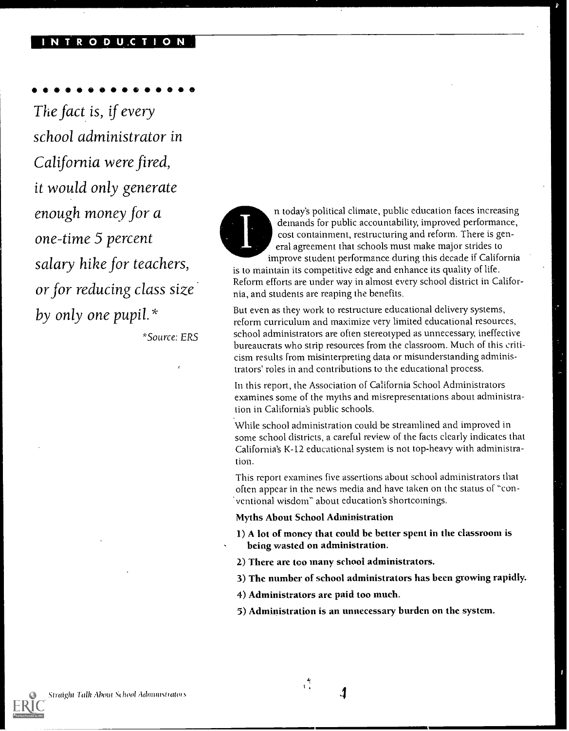## INTRODUCTION

*The fact is, if every school administrator in California were fired, it would only generate enough money for a one-time 5 percent salary hike for teachers, or for reducing class size by only one pupil.**

*\*Source: ERS*

In today's political climate, public education faces increasing demands for public accountability, improved performance, cost containment, restructuring and reform. There is general agreement that schools must make major strides to improve student performance during this decade if California is to maintain its competitive edge and enhance its quality of life. Reform efforts are under way in almost every school district in California, and students are reaping the benefits.

But even as they work to restructure educational delivery systems, reform curriculum and maximize very limited educational resources, school administrators are often stereotyped as unnecessary, ineffective bureaucrats who strip resources from the classroom. Much of this criticism results from misinterpreting data or misunderstanding administrators' roles in and contributions to the educational process.

In this report, the Association of California School Administrators examines some of the myths and misrepresentations about administration in California's public schools.

While school administration could be streamlined and improved in some school districts, a careful review of the facts clearly indicates that California's K-12 educational system is not top-heavy with administration.

This report examines five assertions about school administrators that often appear in the news media and have taken on the status of "conventional wisdom" about education's shortcomings.

**Myths About School Administration**

1) **A lot of money that could be better spent in the classroom is being wasted on administration.**
2) **There are too many school administrators.**
3) **The number of school administrators has been growing rapidly.**
4) **Administrators are paid too much.**
5) **Administration is an unnecessary burden on the system.**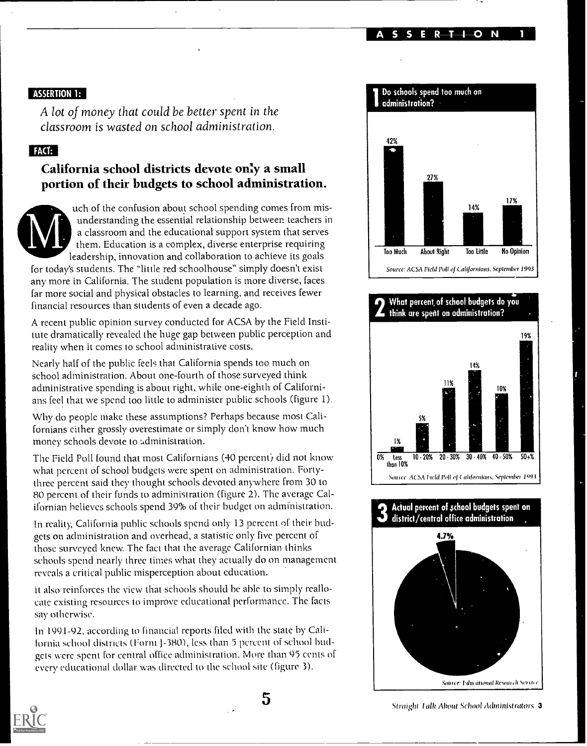**ASSERTION 1:**

*A lot of money that could be better spent in the classroom is wasted on school administration.*

**FACT:**

## California school districts devote only a small portion of their budgets to school administration.

Much of the confusion about school spending comes from misunderstanding the essential relationship between teachers in a classroom and the educational support system that serves them. Education is a complex, diverse enterprise requiring leadership, innovation and collaboration to achieve its goals for today's students. The "little red schoolhouse" simply doesn't exist any more in California. The student population is more diverse, faces far more social and physical obstacles to learning, and receives fewer financial resources than students of even a decade ago.

A recent public opinion survey conducted for ACSA by the Field Institute dramatically revealed the huge gap between public perception and reality when it comes to school administrative costs.

Nearly half of the public feels that California spends too much on school administration. About one-fourth of those surveyed think administrative spending is about right, while one-eighth of Californians feel that we spend too little to administer public schools (figure 1).

Why do people make these assumptions? Perhaps because most Californians either grossly overestimate or simply don't know how much money schools devote to administration.

The Field Poll found that most Californians (40 percent) did not know what percent of school budgets were spent on administration. Forty-three percent said they thought schools devoted anywhere from 30 to 80 percent of their funds to administration (figure 2). The average Californian believes schools spend 39% of their budget on administration.

In reality, California public schools spend only 13 percent of their budgets on administration and overhead, a statistic only five percent of those surveyed knew. The fact that the average Californian thinks schools spend nearly three times what they actually do on management reveals a critical public misperception about education.

It also reinforces the view that schools should be able to simply reallocate existing resources to improve educational performance. The facts say otherwise.

In 1991-92, according to financial reports filed with the state by California school districts (Form J-380), less than 5 percent of school budgets were spent for central office administration. More than 95 cents of every educational dollar was directed to the school site (figure 3).

**1 Do schools spend too much on administration?**

| Too Much | About Right | Too Little | No Opinion |
|---|---|---|---|
| 42% | 27% | 14% | 17% |

*Source: ACSA Field Poll of Californians, September 1993*

**2 What percent of school budgets do you think are spent on administration?**

| 0% | Less than 10% | 10-20% | 20-30% | 30-40% | 40-50% | 50+% |
|---|---|---|---|---|---|---|
| 1% | 5% | 11% | 14% | 10% | 19% | |

*Source: ACSA Field Poll of Californians, September 1993*

**3 Actual percent of school budgets spent on district/central office administration**

4.7%

*Source: Educational Research Service*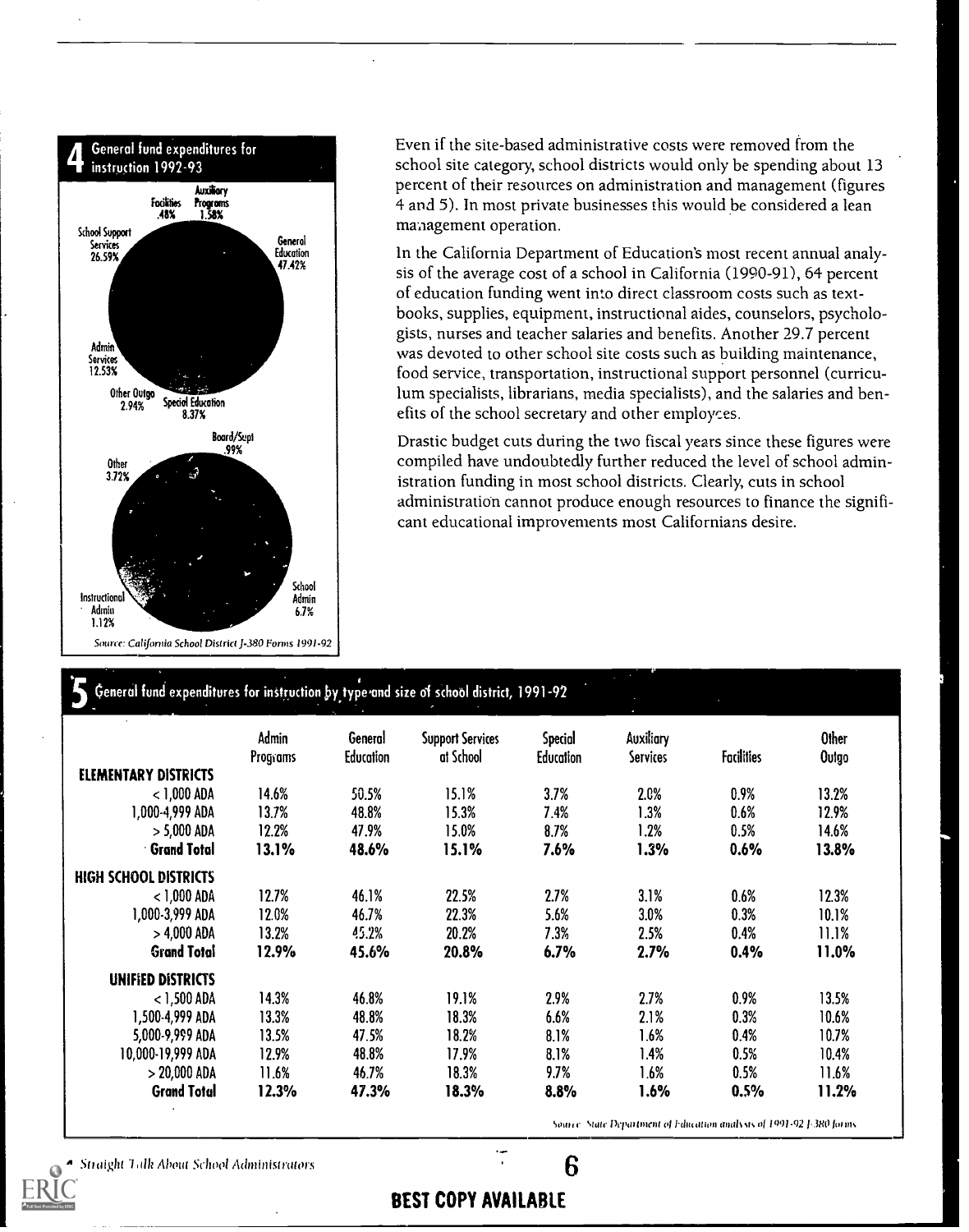**4 General fund expenditures for instruction 1992-93**

Auxiliary Programs 1.58%
Facilities .48%
School Support Services 26.59%
General Education 47.42%
Admin Services 12.53%
Other Outgo 2.94%
Special Education 8.37%

Board/Supt .99%
Other 3.72%
Instructional Admin 1.12%
School Admin 6.7%

*Source: California School District J-380 Forms 1991-92*

Even if the site-based administrative costs were removed from the school site category, school districts would only be spending about 13 percent of their resources on administration and management (figures 4 and 5). In most private businesses this would be considered a lean management operation.

In the California Department of Education's most recent annual analysis of the average cost of a school in California (1990-91), 64 percent of education funding went into direct classroom costs such as textbooks, supplies, equipment, instructional aides, counselors, psychologists, nurses and teacher salaries and benefits. Another 29.7 percent was devoted to other school site costs such as building maintenance, food service, transportation, instructional support personnel (curriculum specialists, librarians, media specialists), and the salaries and benefits of the school secretary and other employees.

Drastic budget cuts during the two fiscal years since these figures were compiled have undoubtedly further reduced the level of school administration funding in most school districts. Clearly, cuts in school administration cannot produce enough resources to finance the significant educational improvements most Californians desire.

**5 General fund expenditures for instruction by type and size of school district, 1991-92**

| | Admin Programs | General Education | Support Services at School | Special Education | Auxiliary Services | Facilities | Other Outgo |
|---|---|---|---|---|---|---|---|
| **ELEMENTARY DISTRICTS** | | | | | | | |
| < 1,000 ADA | 14.6% | 50.5% | 15.1% | 3.7% | 2.0% | 0.9% | 13.2% |
| 1,000-4,999 ADA | 13.7% | 48.8% | 15.3% | 7.4% | 1.3% | 0.6% | 12.9% |
| > 5,000 ADA | 12.2% | 47.9% | 15.0% | 8.7% | 1.2% | 0.5% | 14.6% |
| **Grand Total** | **13.1%** | **48.6%** | **15.1%** | **7.6%** | **1.3%** | **0.6%** | **13.8%** |
| **HIGH SCHOOL DISTRICTS** | | | | | | | |
| < 1,000 ADA | 12.7% | 46.1% | 22.5% | 2.7% | 3.1% | 0.6% | 12.3% |
| 1,000-3,999 ADA | 12.0% | 46.7% | 22.3% | 5.6% | 3.0% | 0.3% | 10.1% |
| > 4,000 ADA | 13.2% | 45.2% | 20.2% | 7.3% | 2.5% | 0.4% | 11.1% |
| **Grand Total** | **12.9%** | **45.6%** | **20.8%** | **6.7%** | **2.7%** | **0.4%** | **11.0%** |
| **UNIFIED DISTRICTS** | | | | | | | |
| < 1,500 ADA | 14.3% | 46.8% | 19.1% | 2.9% | 2.7% | 0.9% | 13.5% |
| 1,500-4,999 ADA | 13.3% | 48.8% | 18.3% | 6.6% | 2.1% | 0.3% | 10.6% |
| 5,000-9,999 ADA | 13.5% | 47.5% | 18.2% | 8.1% | 1.6% | 0.4% | 10.7% |
| 10,000-19,999 ADA | 12.9% | 48.8% | 17.9% | 8.1% | 1.4% | 0.5% | 10.4% |
| > 20,000 ADA | 11.6% | 46.7% | 18.3% | 9.7% | 1.6% | 0.5% | 11.6% |
| **Grand Total** | **12.3%** | **47.3%** | **18.3%** | **8.8%** | **1.6%** | **0.5%** | **11.2%** |

*Source: State Department of Education analysis of 1991-92 J-380 forms*

BEST COPY AVAILABLE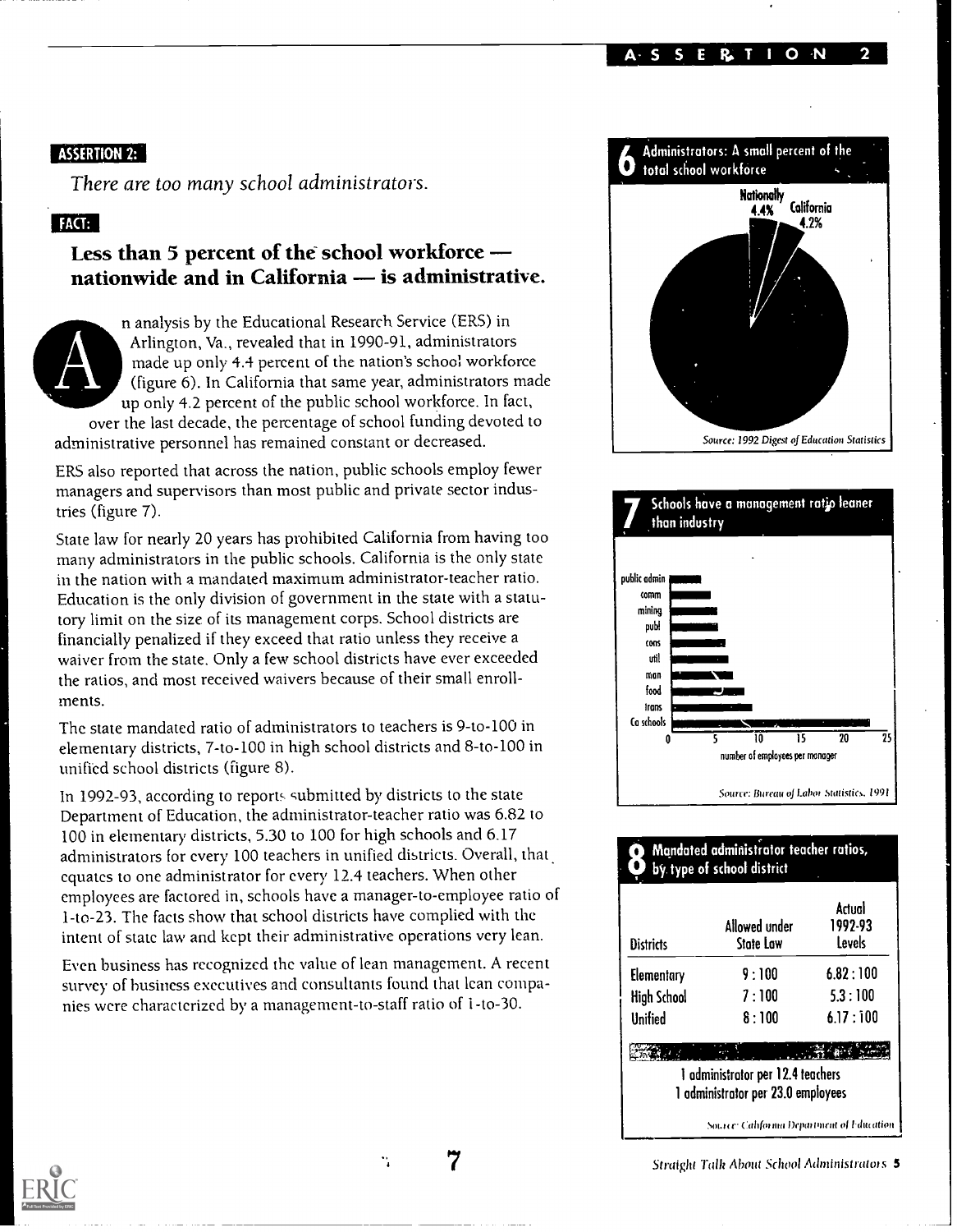**ASSERTION 2:**

*There are too many school administrators.*

**FACT:**

## Less than 5 percent of the school workforce — nationwide and in California — is administrative.

An analysis by the Educational Research Service (ERS) in Arlington, Va., revealed that in 1990-91, administrators made up only 4.4 percent of the nation's school workforce (figure 6). In California that same year, administrators made up only 4.2 percent of the public school workforce. In fact, over the last decade, the percentage of school funding devoted to administrative personnel has remained constant or decreased.

ERS also reported that across the nation, public schools employ fewer managers and supervisors than most public and private sector industries (figure 7).

State law for nearly 20 years has prohibited California from having too many administrators in the public schools. California is the only state in the nation with a mandated maximum administrator-teacher ratio. Education is the only division of government in the state with a statutory limit on the size of its management corps. School districts are financially penalized if they exceed that ratio unless they receive a waiver from the state. Only a few school districts have ever exceeded the ratios, and most received waivers because of their small enrollments.

The state mandated ratio of administrators to teachers is 9-to-100 in elementary districts, 7-to-100 in high school districts and 8-to-100 in unified school districts (figure 8).

In 1992-93, according to reports submitted by districts to the state Department of Education, the administrator-teacher ratio was 6.82 to 100 in elementary districts, 5.30 to 100 for high schools and 6.17 administrators for every 100 teachers in unified districts. Overall, that equates to one administrator for every 12.4 teachers. When other employees are factored in, schools have a manager-to-employee ratio of 1-to-23. The facts show that school districts have complied with the intent of state law and kept their administrative operations very lean.

Even business has recognized the value of lean management. A recent survey of business executives and consultants found that lean companies were characterized by a management-to-staff ratio of 1-to-30.

**6 Administrators: A small percent of the total school workforce**

Nationally 4.4% California 4.2%

*Source: 1992 Digest of Education Statistics*

**7 Schools have a management ratio leaner than industry**

public admin, comm, mining, publ, cons, util, man, food, trans, Ca schools

0 5 10 15 20 25

number of employees per manager

*Source: Bureau of Labor Statistics, 1991*

**8 Mandated administrator teacher ratios, by type of school district**

| Districts | Allowed under State Law | Actual 1992-93 Levels |
|---|---|---|
| Elementary | 9 : 100 | 6.82 : 100 |
| High School | 7 : 100 | 5.3 : 100 |
| Unified | 8 : 100 | 6.17 : 100 |

1 administrator per 12.4 teachers
1 administrator per 23.0 employees

*Source: California Department of Education*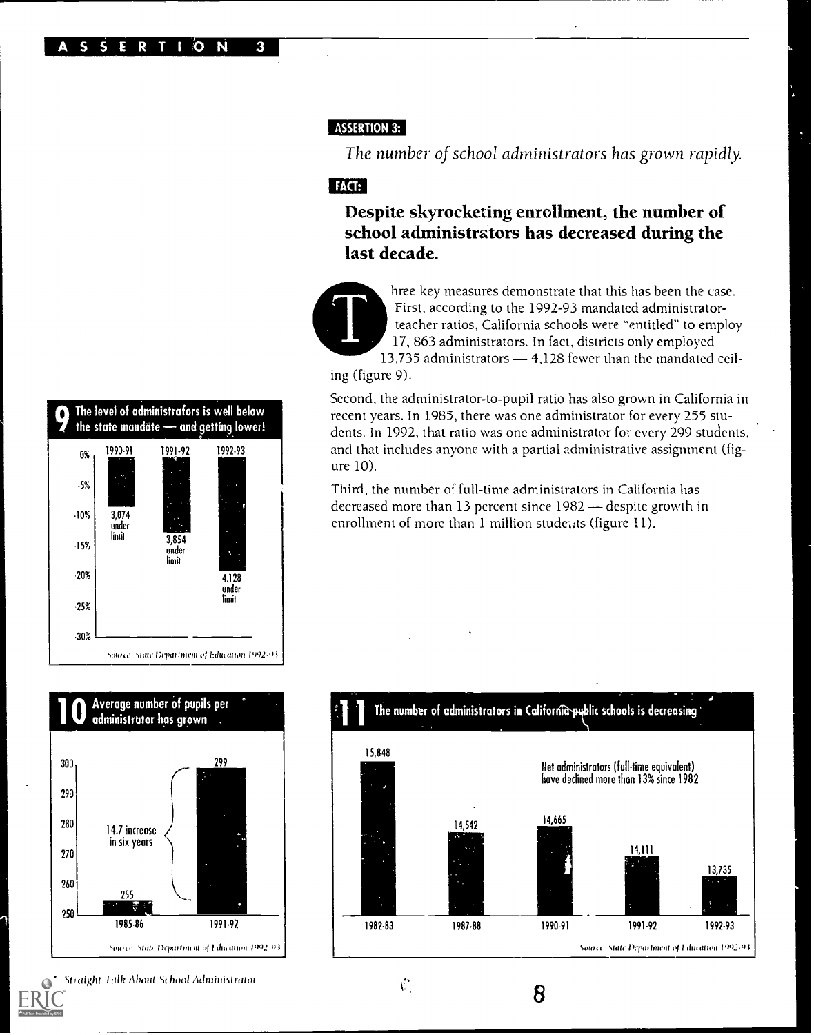**ASSERTION 3:**

*The number of school administrators has grown rapidly.*

**FACT:**

## Despite skyrocketing enrollment, the number of school administrators has decreased during the last decade.

Three key measures demonstrate that this has been the case. First, according to the 1992-93 mandated administrator-teacher ratios, California schools were "entitled" to employ 17, 863 administrators. In fact, districts only employed 13,735 administrators — 4,128 fewer than the mandated ceiling (figure 9).

Second, the administrator-to-pupil ratio has also grown in California in recent years. In 1985, there was one administrator for every 255 students. In 1992, that ratio was one administrator for every 299 students, and that includes anyone with a partial administrative assignment (figure 10).

Third, the number of full-time administrators in California has decreased more than 13 percent since 1982 — despite growth in enrollment of more than 1 million students (figure 11).

**9 The level of administrators is well below the state mandate — and getting lower!**

| Year | Under limit |
|---|---|
| 1990-91 | 3,074 under limit |
| 1991-92 | 3,854 under limit |
| 1992-93 | 4,128 under limit |

Source: State Department of Education 1992-93

**10 Average number of pupils per administrator has grown**

| Year | Pupils per administrator |
|---|---|
| 1985-86 | 255 |
| 1991-92 | 299 |

14.7 increase in six years

Source: State Department of Education 1992-93

**11 The number of administrators in California public schools is decreasing**

Net administrators (full-time equivalent) have declined more than 13% since 1982

| Year | Administrators |
|---|---|
| 1982-83 | 15,848 |
| 1987-88 | 14,542 |
| 1990-91 | 14,665 |
| 1991-92 | 14,111 |
| 1992-93 | 13,735 |

Source: State Department of Education 1992-93

Straight Talk About School Administrators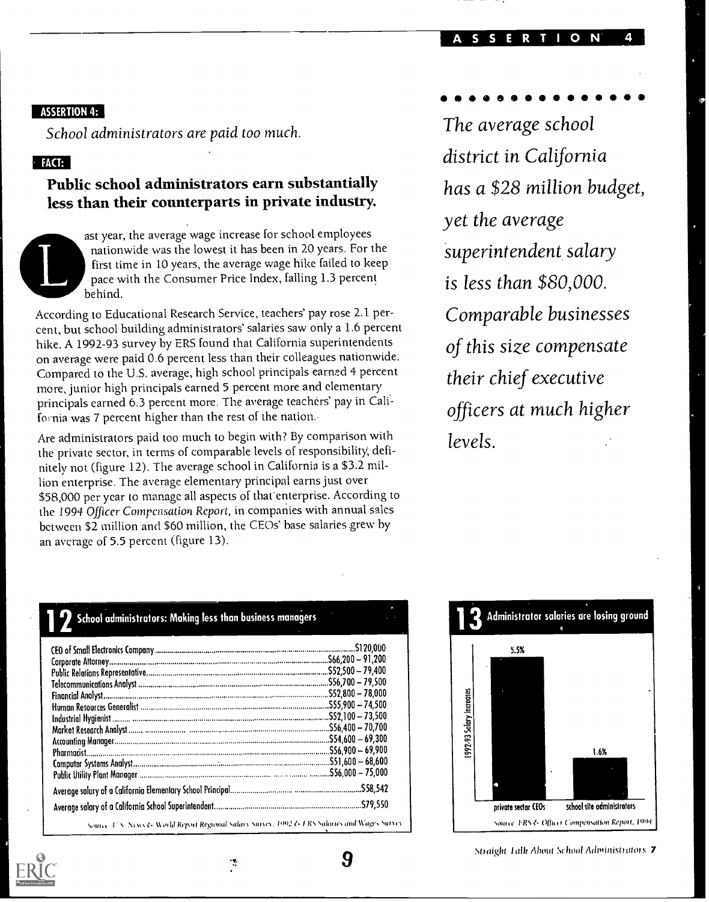**ASSERTION 4:**

*School administrators are paid too much.*

**FACT:**

## Public school administrators earn substantially less than their counterparts in private industry.

Last year, the average wage increase for school employees nationwide was the lowest it has been in 20 years. For the first time in 10 years, the average wage hike failed to keep pace with the Consumer Price Index, falling 1.3 percent behind.

According to Educational Research Service, teachers' pay rose 2.1 percent, but school building administrators' salaries saw only a 1.6 percent hike. A 1992-93 survey by ERS found that California superintendents on average were paid 0.6 percent less than their colleagues nationwide. Compared to the U.S. average, high school principals earned 4 percent more, junior high principals earned 5 percent more and elementary principals earned 6.3 percent more. The average teachers' pay in California was 7 percent higher than the rest of the nation.

Are administrators paid too much to begin with? By comparison with the private sector, in terms of comparable levels of responsibility, definitely not (figure 12). The average school in California is a $3.2 million enterprise. The average elementary principal earns just over $58,000 per year to manage all aspects of that enterprise. According to the *1994 Officer Compensation Report*, in companies with annual sales between $2 million and $60 million, the CEOs' base salaries grew by an average of 5.5 percent (figure 13).

*The average school district in California has a $28 million budget, yet the average superintendent salary is less than $80,000. Comparable businesses of this size compensate their chief executive officers at much higher levels.*

**12 School administrators: Making less than business managers**

| Position | Salary |
|---|---|
| CEO of Small Electronics Company | $120,000 |
| Corporate Attorney | $66,200 – 91,200 |
| Public Relations Representative | $52,500 – 79,400 |
| Telecommunications Analyst | $56,700 – 79,500 |
| Financial Analyst | $52,800 – 78,000 |
| Human Resources Generalist | $55,900 – 74,500 |
| Industrial Hygienist | $52,100 – 73,500 |
| Market Research Analyst | $56,400 – 70,700 |
| Accounting Manager | $54,600 – 69,300 |
| Pharmacist | $56,900 – 69,900 |
| Computer Systems Analyst | $51,600 – 68,600 |
| Public Utility Plant Manager | $56,000 – 75,000 |
| Average salary of a California Elementary School Principal | $58,542 |
| Average salary of a California School Superintendent | $79,550 |

Source: U.S. News & World Report Regional Salary Survey, 1992 & ERS Salaries and Wages Survey

**13 Administrator salaries are losing ground**

| 1992-93 Salary Increases | |
|---|---|
| private sector CEOs | 5.5% |
| school site administrators | 1.6% |

Source: ERS & Officer Compensation Report, 1994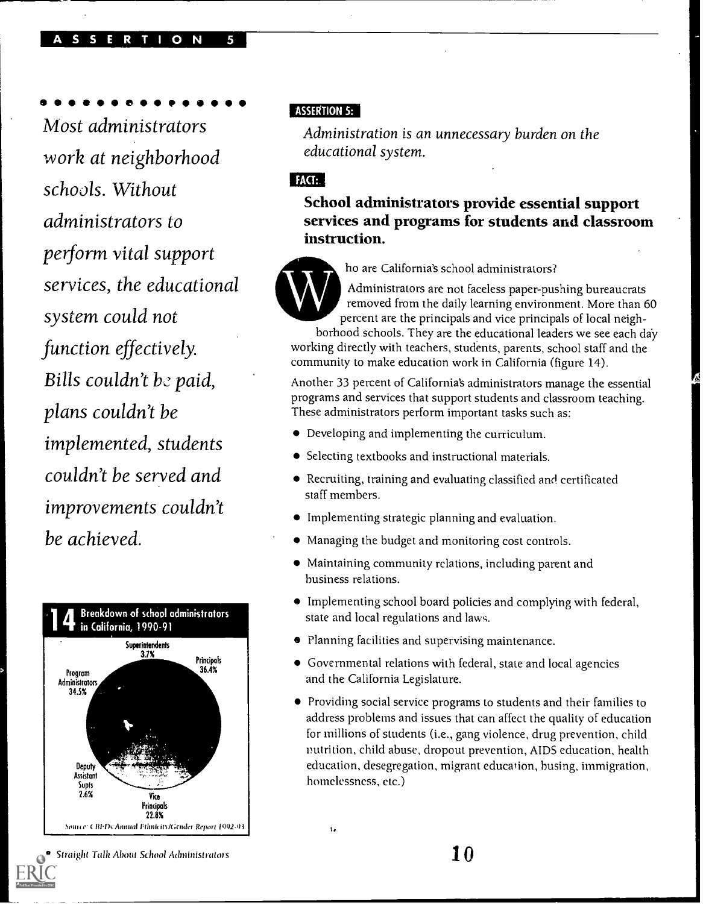*Most administrators work at neighborhood schools. Without administrators to perform vital support services, the educational system could not function effectively. Bills couldn't be paid, plans couldn't be implemented, students couldn't be served and improvements couldn't be achieved.*

**ASSERTION 5:**

*Administration is an unnecessary burden on the educational system.*

**FACT:**

**School administrators provide essential support services and programs for students and classroom instruction.**

Who are California's school administrators?

Administrators are not faceless paper-pushing bureaucrats removed from the daily learning environment. More than 60 percent are the principals and vice principals of local neighborhood schools. They are the educational leaders we see each day working directly with teachers, students, parents, school staff and the community to make education work in California (figure 14).

Another 33 percent of California's administrators manage the essential programs and services that support students and classroom teaching. These administrators perform important tasks such as:

- Developing and implementing the curriculum.
- Selecting textbooks and instructional materials.
- Recruiting, training and evaluating classified and certificated staff members.
- Implementing strategic planning and evaluation.
- Managing the budget and monitoring cost controls.
- Maintaining community relations, including parent and business relations.
- Implementing school board policies and complying with federal, state and local regulations and laws.
- Planning facilities and supervising maintenance.
- Governmental relations with federal, state and local agencies and the California Legislature.
- Providing social service programs to students and their families to address problems and issues that can affect the quality of education for millions of students (i.e., gang violence, drug prevention, child nutrition, child abuse, dropout prevention, AIDS education, health education, desegregation, migrant education, busing, immigration, homelessness, etc.)

**14 Breakdown of school administrators in California, 1990-91**

| Category | Percent |
|---|---|
| Superintendents | 3.7% |
| Principals | 36.4% |
| Vice Principals | 22.8% |
| Deputy Assistant Supts | 2.6% |
| Program Administrators | 34.5% |

Source: CBEDs Annual Ethnicity/Gender Report 1992-93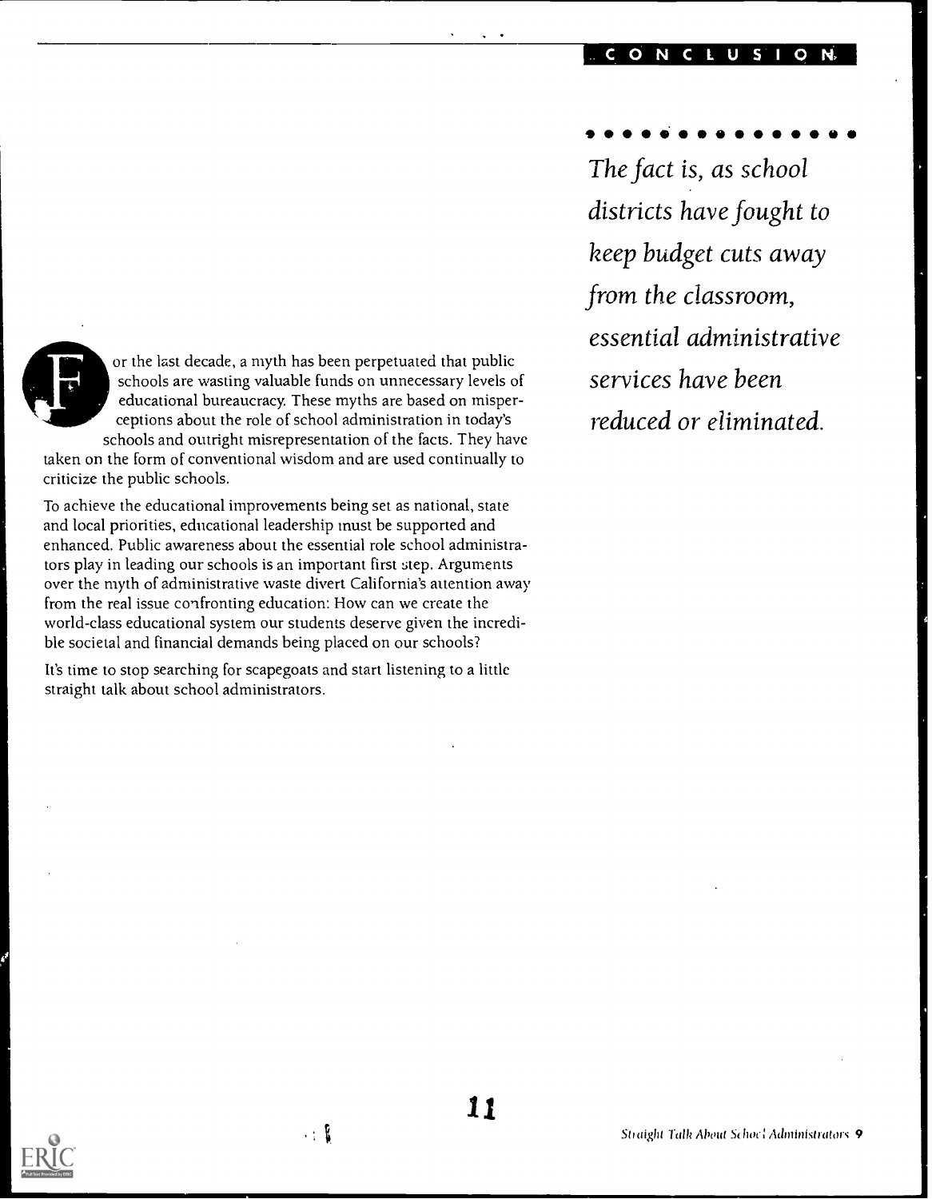## CONCLUSION

*The fact is, as school districts have fought to keep budget cuts away from the classroom, essential administrative services have been reduced or eliminated.*

For the last decade, a myth has been perpetuated that public schools are wasting valuable funds on unnecessary levels of educational bureaucracy. These myths are based on misperceptions about the role of school administration in today's schools and outright misrepresentation of the facts. They have taken on the form of conventional wisdom and are used continually to criticize the public schools.

To achieve the educational improvements being set as national, state and local priorities, educational leadership must be supported and enhanced. Public awareness about the essential role school administrators play in leading our schools is an important first step. Arguments over the myth of administrative waste divert California's attention away from the real issue confronting education: How can we create the world-class educational system our students deserve given the incredible societal and financial demands being placed on our schools?

It's time to stop searching for scapegoats and start listening to a little straight talk about school administrators.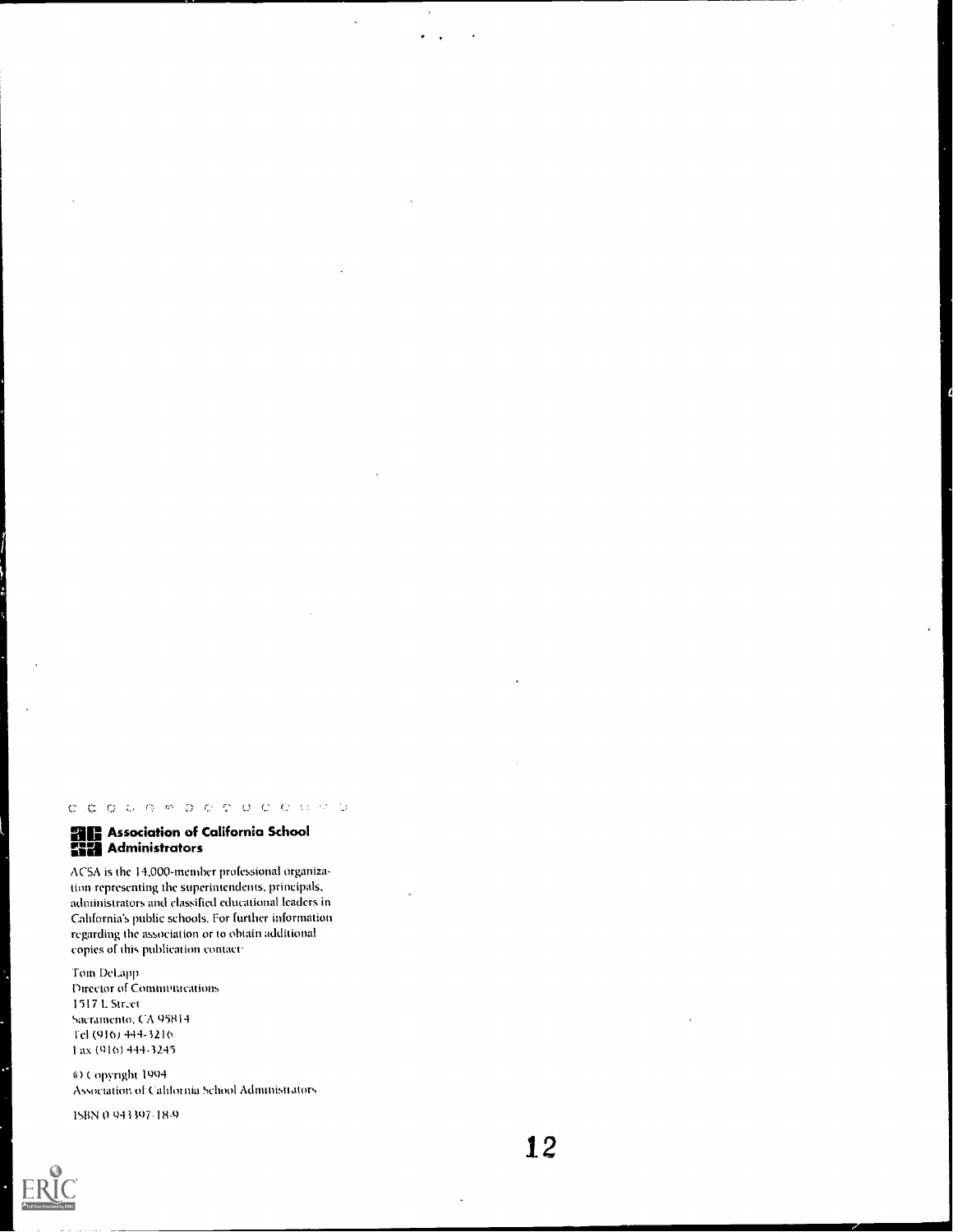## Association of California School Administrators

ACSA is the 14,000-member professional organization representing the superintendents, principals, administrators and classified educational leaders in California's public schools. For further information regarding the association or to obtain additional copies of this publication contact:

Tom DeLapp
Director of Communications
1517 L Street
Sacramento, CA 95814
Tel (916) 444-3216
Fax (916) 444-3245

© Copyright 1994
Association of California School Administrators

ISBN 0 943397-18-9